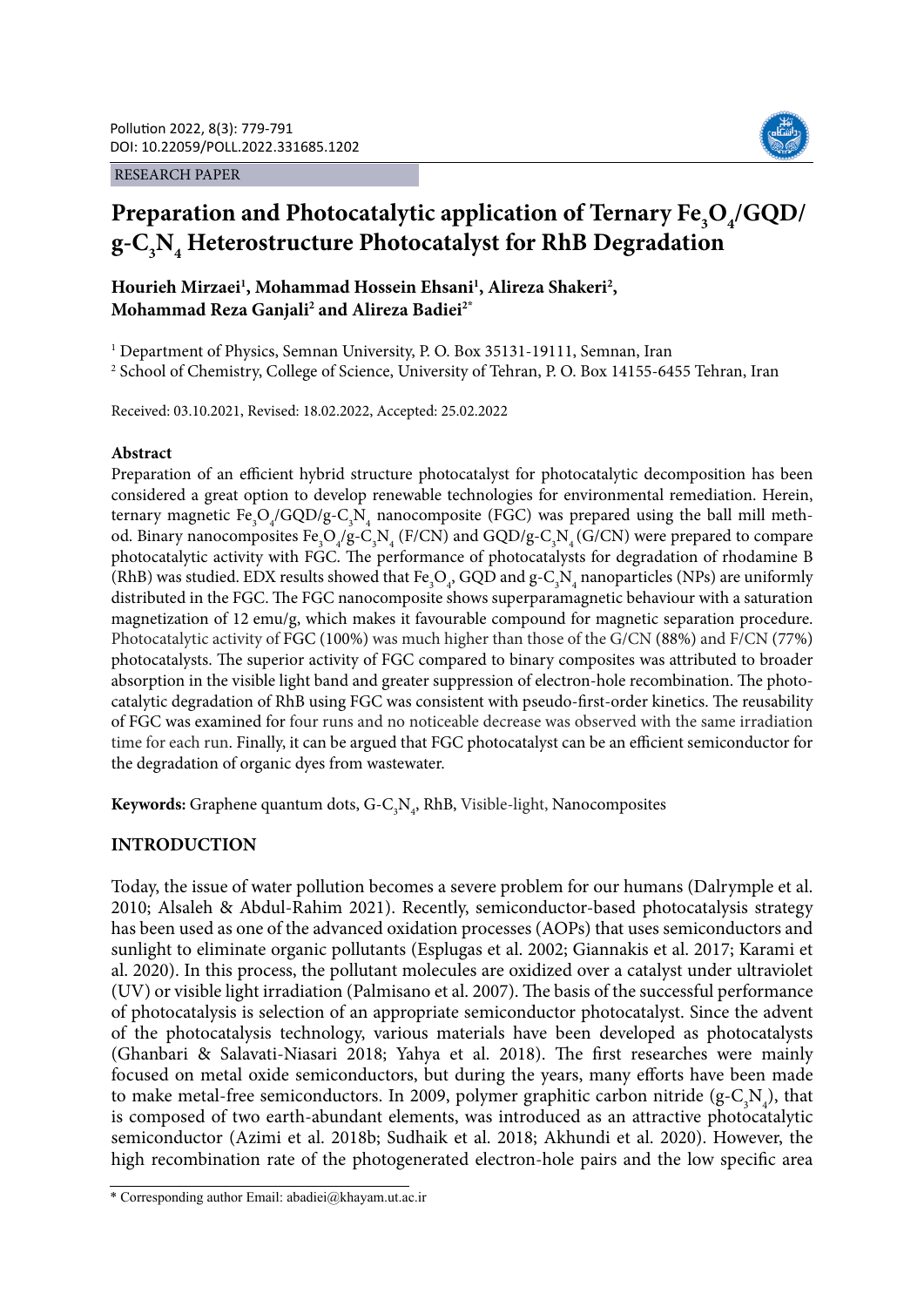RESEARCH PAPER

# Preparation and Photocatalytic application of Ternary $Fe_3O_4$/GQD/ g-$C_3N_4$ Heterostructure Photocatalyst for RhB Degradation

**Hourieh Mirzaei[1], Mohammad Hossein Ehsani[1], Alireza Shakeri[2], Mohammad Reza Ganjali[2] and Alireza Badiei[2*]**

[1] Department of Physics, Semnan University, P. O. Box 35131-19111, Semnan, Iran

[2] School of Chemistry, College of Science, University of Tehran, P. O. Box 14155-6455 Tehran, Iran

Received: 03.10.2021, Revised: 18.02.2022, Accepted: 25.02.2022

## Abstract

Preparation of an efficient hybrid structure photocatalyst for photocatalytic decomposition has been considered a great option to develop renewable technologies for environmental remediation. Herein, ternary magnetic $Fe_3O_4$/GQD/g-$C_3N_4$ nanocomposite (FGC) was prepared using the ball mill method. Binary nanocomposites $Fe_3O_4$/g-$C_3N_4$ (F/CN) and GQD/g-$C_3N_4$ (G/CN) were prepared to compare photocatalytic activity with FGC. The performance of photocatalysts for degradation of rhodamine B (RhB) was studied. EDX results showed that $Fe_3O_4$, GQD and g-$C_3N_4$ nanoparticles (NPs) are uniformly distributed in the FGC. The FGC nanocomposite shows superparamagnetic behaviour with a saturation magnetization of 12 emu/g, which makes it favourable compound for magnetic separation procedure. Photocatalytic activity of FGC (100%) was much higher than those of the G/CN (88%) and F/CN (77%) photocatalysts. The superior activity of FGC compared to binary composites was attributed to broader absorption in the visible light band and greater suppression of electron-hole recombination. The photocatalytic degradation of RhB using FGC was consistent with pseudo-first-order kinetics. The reusability of FGC was examined for four runs and no noticeable decrease was observed with the same irradiation time for each run. Finally, it can be argued that FGC photocatalyst can be an efficient semiconductor for the degradation of organic dyes from wastewater.

**Keywords:** Graphene quantum dots, G-$C_3N_4$, RhB, Visible-light, Nanocomposites

## INTRODUCTION

Today, the issue of water pollution becomes a severe problem for our humans (Dalrymple et al. 2010; Alsaleh & Abdul-Rahim 2021). Recently, semiconductor-based photocatalysis strategy has been used as one of the advanced oxidation processes (AOPs) that uses semiconductors and sunlight to eliminate organic pollutants (Esplugas et al. 2002; Giannakis et al. 2017; Karami et al. 2020). In this process, the pollutant molecules are oxidized over a catalyst under ultraviolet (UV) or visible light irradiation (Palmisano et al. 2007). The basis of the successful performance of photocatalysis is selection of an appropriate semiconductor photocatalyst. Since the advent of the photocatalysis technology, various materials have been developed as photocatalysts (Ghanbari & Salavati-Niasari 2018; Yahya et al. 2018). The first researches were mainly focused on metal oxide semiconductors, but during the years, many efforts have been made to make metal-free semiconductors. In 2009, polymer graphitic carbon nitride (g-$C_3N_4$), that is composed of two earth-abundant elements, was introduced as an attractive photocatalytic semiconductor (Azimi et al. 2018b; Sudhaik et al. 2018; Akhundi et al. 2020). However, the high recombination rate of the photogenerated electron-hole pairs and the low specific area

* Corresponding author Email: abadiei@khayam.ut.ac.ir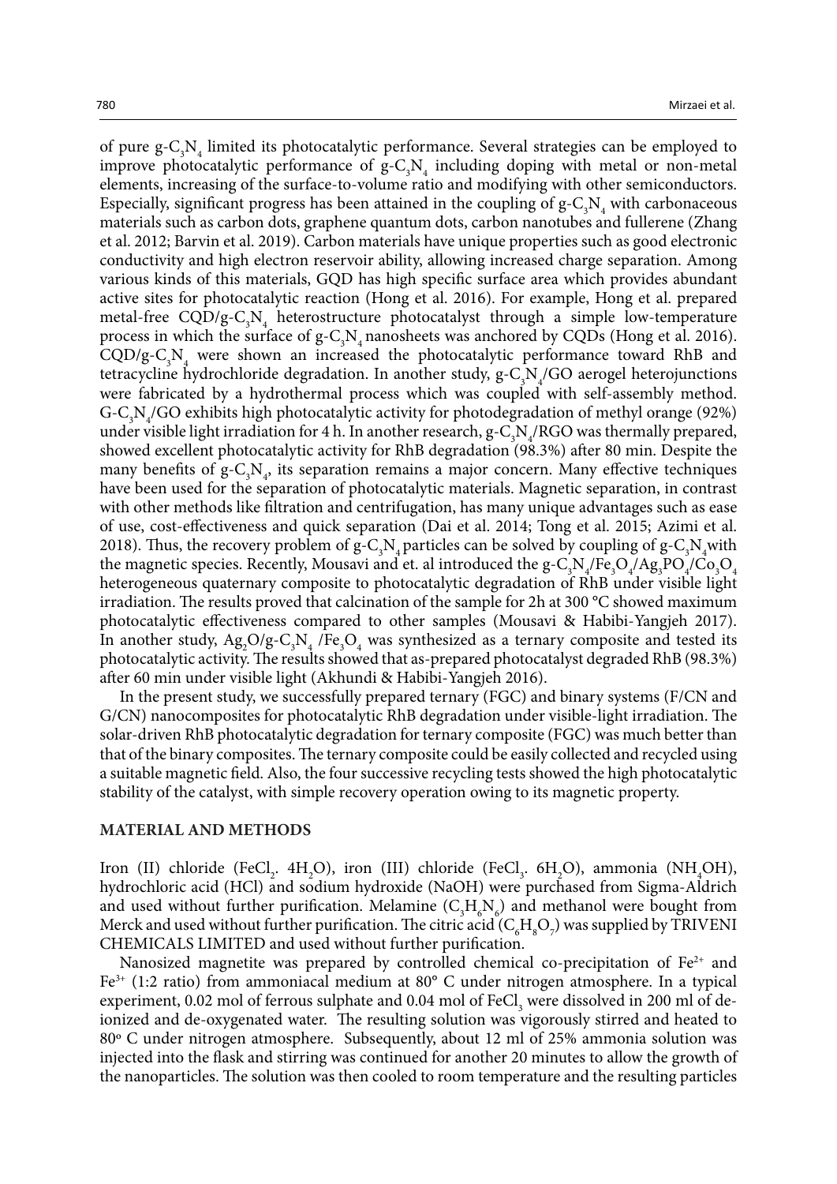of pure $g\text{-}C_3N_4$ limited its photocatalytic performance. Several strategies can be employed to improve photocatalytic performance of $g\text{-}C_3N_4$ including doping with metal or non-metal elements, increasing of the surface-to-volume ratio and modifying with other semiconductors. Especially, significant progress has been attained in the coupling of $g\text{-}C_3N_4$ with carbonaceous materials such as carbon dots, graphene quantum dots, carbon nanotubes and fullerene (Zhang et al. 2012; Barvin et al. 2019). Carbon materials have unique properties such as good electronic conductivity and high electron reservoir ability, allowing increased charge separation. Among various kinds of this materials, GQD has high specific surface area which provides abundant active sites for photocatalytic reaction (Hong et al. 2016). For example, Hong et al. prepared metal-free $CQD/g\text{-}C_3N_4$ heterostructure photocatalyst through a simple low-temperature process in which the surface of $g\text{-}C_3N_4$ nanosheets was anchored by CQDs (Hong et al. 2016). $CQD/g\text{-}C_3N_4$ were shown an increased the photocatalytic performance toward RhB and tetracycline hydrochloride degradation. In another study, $g\text{-}C_3N_4/GO$ aerogel heterojunctions were fabricated by a hydrothermal process which was coupled with self-assembly method. $G\text{-}C_3N_4/GO$ exhibits high photocatalytic activity for photodegradation of methyl orange (92%) under visible light irradiation for 4 h. In another research, $g\text{-}C_3N_4/RGO$ was thermally prepared, showed excellent photocatalytic activity for RhB degradation (98.3%) after 80 min. Despite the many benefits of $g\text{-}C_3N_4$, its separation remains a major concern. Many effective techniques have been used for the separation of photocatalytic materials. Magnetic separation, in contrast with other methods like filtration and centrifugation, has many unique advantages such as ease of use, cost-effectiveness and quick separation (Dai et al. 2014; Tong et al. 2015; Azimi et al. 2018). Thus, the recovery problem of $g\text{-}C_3N_4$ particles can be solved by coupling of $g\text{-}C_3N_4$ with the magnetic species. Recently, Mousavi and et. al introduced the $g\text{-}C_3N_4/Fe_3O_4/Ag_3PO_4/Co_3O_4$ heterogeneous quaternary composite to photocatalytic degradation of RhB under visible light irradiation. The results proved that calcination of the sample for 2h at 300 °C showed maximum photocatalytic effectiveness compared to other samples (Mousavi & Habibi-Yangjeh 2017). In another study, $Ag_2O/g\text{-}C_3N_4$ /$Fe_3O_4$ was synthesized as a ternary composite and tested its photocatalytic activity. The results showed that as-prepared photocatalyst degraded RhB (98.3%) after 60 min under visible light (Akhundi & Habibi-Yangjeh 2016).

In the present study, we successfully prepared ternary (FGC) and binary systems (F/CN and G/CN) nanocomposites for photocatalytic RhB degradation under visible-light irradiation. The solar-driven RhB photocatalytic degradation for ternary composite (FGC) was much better than that of the binary composites. The ternary composite could be easily collected and recycled using a suitable magnetic field. Also, the four successive recycling tests showed the high photocatalytic stability of the catalyst, with simple recovery operation owing to its magnetic property.

## MATERIAL AND METHODS

Iron (II) chloride ($FeCl_2$. $4H_2O$), iron (III) chloride ($FeCl_3$. $6H_2O$), ammonia ($NH_4OH$), hydrochloric acid (HCl) and sodium hydroxide (NaOH) were purchased from Sigma-Aldrich and used without further purification. Melamine ($C_3H_6N_6$) and methanol were bought from Merck and used without further purification. The citric acid ($C_6H_8O_7$) was supplied by TRIVENI CHEMICALS LIMITED and used without further purification.

Nanosized magnetite was prepared by controlled chemical co-precipitation of $Fe^{2+}$ and $Fe^{3+}$ (1:2 ratio) from ammoniacal medium at 80° C under nitrogen atmosphere. In a typical experiment, 0.02 mol of ferrous sulphate and 0.04 mol of $FeCl_3$ were dissolved in 200 ml of de-ionized and de-oxygenated water. The resulting solution was vigorously stirred and heated to 80° C under nitrogen atmosphere. Subsequently, about 12 ml of 25% ammonia solution was injected into the flask and stirring was continued for another 20 minutes to allow the growth of the nanoparticles. The solution was then cooled to room temperature and the resulting particles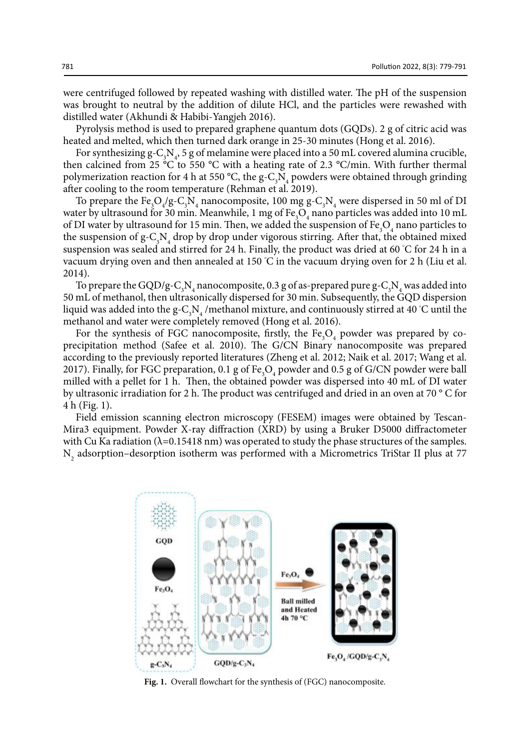were centrifuged followed by repeated washing with distilled water. The pH of the suspension was brought to neutral by the addition of dilute HCl, and the particles were rewashed with distilled water (Akhundi & Habibi-Yangjeh 2016).

Pyrolysis method is used to prepared graphene quantum dots (GQDs). 2 g of citric acid was heated and melted, which then turned dark orange in 25-30 minutes (Hong et al. 2016).

For synthesizing g-$C_3N_4$, 5 g of melamine were placed into a 50 mL covered alumina crucible, then calcined from 25 °C to 550 °C with a heating rate of 2.3 °C/min. With further thermal polymerization reaction for 4 h at 550 °C, the g-$C_3N_4$ powders were obtained through grinding after cooling to the room temperature (Rehman et al. 2019).

To prepare the $Fe_3O_4$/g-$C_3N_4$ nanocomposite, 100 mg g-$C_3N_4$ were dispersed in 50 ml of DI water by ultrasound for 30 min. Meanwhile, 1 mg of $Fe_3O_4$ nano particles was added into 10 mL of DI water by ultrasound for 15 min. Then, we added the suspension of $Fe_3O_4$ nano particles to the suspension of g-$C_3N_4$ drop by drop under vigorous stirring. After that, the obtained mixed suspension was sealed and stirred for 24 h. Finally, the product was dried at 60 °C for 24 h in a vacuum drying oven and then annealed at 150 °C in the vacuum drying oven for 2 h (Liu et al. 2014).

To prepare the GQD/g-$C_3N_4$ nanocomposite, 0.3 g of as-prepared pure g-$C_3N_4$ was added into 50 mL of methanol, then ultrasonically dispersed for 30 min. Subsequently, the GQD dispersion liquid was added into the g-$C_3N_4$ /methanol mixture, and continuously stirred at 40 °C until the methanol and water were completely removed (Hong et al. 2016).

For the synthesis of FGC nanocomposite, firstly, the $Fe_3O_4$ powder was prepared by co-precipitation method (Safee et al. 2010). The G/CN Binary nanocomposite was prepared according to the previously reported literatures (Zheng et al. 2012; Naik et al. 2017; Wang et al. 2017). Finally, for FGC preparation, 0.1 g of $Fe_3O_4$ powder and 0.5 g of G/CN powder were ball milled with a pellet for 1 h. Then, the obtained powder was dispersed into 40 mL of DI water by ultrasonic irradiation for 2 h. The product was centrifuged and dried in an oven at 70 ° C for 4 h (Fig. 1).

Field emission scanning electron microscopy (FESEM) images were obtained by Tescan-Mira3 equipment. Powder X-ray diffraction (XRD) by using a Bruker D5000 diffractometer with Cu Ka radiation (λ=0.15418 nm) was operated to study the phase structures of the samples. $N_2$ adsorption–desorption isotherm was performed with a Micrometrics TriStar II plus at 77

**Fig. 1.** Overall flowchart for the synthesis of (FGC) nanocomposite.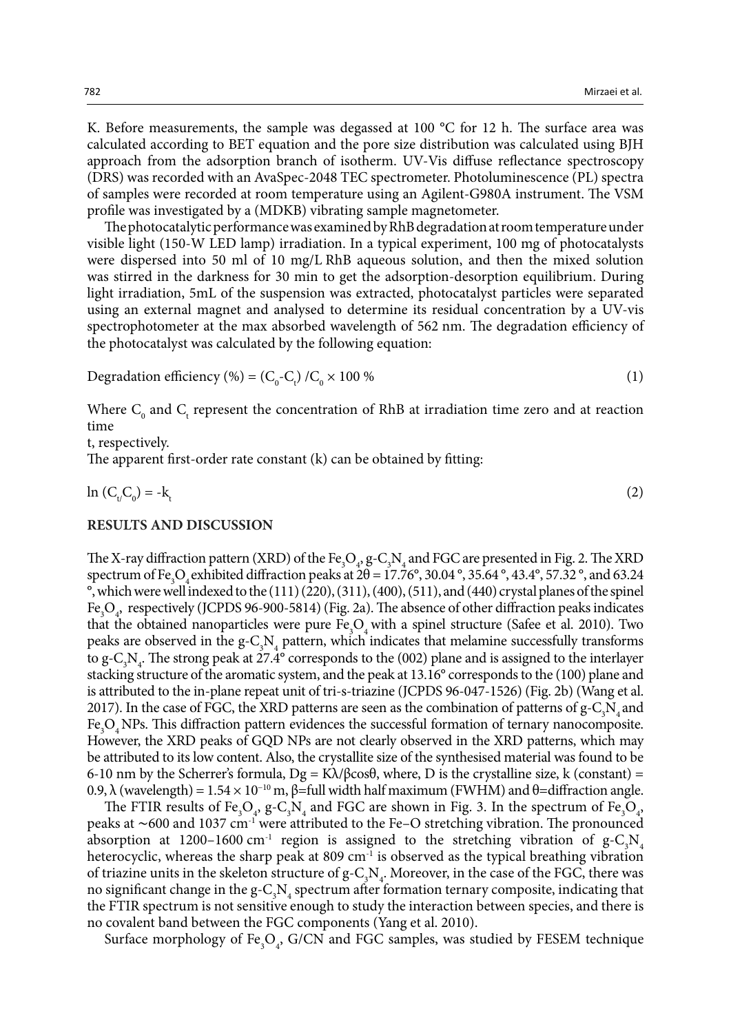K. Before measurements, the sample was degassed at 100 °C for 12 h. The surface area was calculated according to BET equation and the pore size distribution was calculated using BJH approach from the adsorption branch of isotherm. UV-Vis diffuse reflectance spectroscopy (DRS) was recorded with an AvaSpec-2048 TEC spectrometer. Photoluminescence (PL) spectra of samples were recorded at room temperature using an Agilent-G980A instrument. The VSM profile was investigated by a (MDKB) vibrating sample magnetometer.

The photocatalytic performance was examined by RhB degradation at room temperature under visible light (150-W LED lamp) irradiation. In a typical experiment, 100 mg of photocatalysts were dispersed into 50 ml of 10 mg/L RhB aqueous solution, and then the mixed solution was stirred in the darkness for 30 min to get the adsorption-desorption equilibrium. During light irradiation, 5mL of the suspension was extracted, photocatalyst particles were separated using an external magnet and analysed to determine its residual concentration by a UV-vis spectrophotometer at the max absorbed wavelength of 562 nm. The degradation efficiency of the photocatalyst was calculated by the following equation:

$$\text{Degradation efficiency (\%)} = (C_0-C_t)/C_0 \times 100\ \% \tag{1}$$

Where $C_0$ and $C_t$ represent the concentration of RhB at irradiation time zero and at reaction time
t, respectively.
The apparent first-order rate constant (k) can be obtained by fitting:

$$\ln (C_t/C_0) = -k_t \tag{2}$$

## RESULTS AND DISCUSSION

The X-ray diffraction pattern (XRD) of the $Fe_3O_4$, g-$C_3N_4$ and FGC are presented in Fig. 2. The XRD spectrum of $Fe_3O_4$ exhibited diffraction peaks at $2\theta$ = 17.76°, 30.04 °, 35.64 °, 43.4°, 57.32 °, and 63.24 °, which were well indexed to the (111) (220), (311), (400), (511), and (440) crystal planes of the spinel $Fe_3O_4$, respectively (JCPDS 96-900-5814) (Fig. 2a). The absence of other diffraction peaks indicates that the obtained nanoparticles were pure $Fe_3O_4$ with a spinel structure (Safee et al. 2010). Two peaks are observed in the g-$C_3N_4$ pattern, which indicates that melamine successfully transforms to g-$C_3N_4$. The strong peak at 27.4° corresponds to the (002) plane and is assigned to the interlayer stacking structure of the aromatic system, and the peak at 13.16° corresponds to the (100) plane and is attributed to the in-plane repeat unit of tri-s-triazine (JCPDS 96-047-1526) (Fig. 2b) (Wang et al. 2017). In the case of FGC, the XRD patterns are seen as the combination of patterns of g-$C_3N_4$ and $Fe_3O_4$ NPs. This diffraction pattern evidences the successful formation of ternary nanocomposite. However, the XRD peaks of GQD NPs are not clearly observed in the XRD patterns, which may be attributed to its low content. Also, the crystallite size of the synthesised material was found to be 6-10 nm by the Scherrer's formula, $Dg = K\lambda/\beta\cos\theta$, where, D is the crystalline size, k (constant) = 0.9, $\lambda$ (wavelength) = $1.54 \times 10^{-10}$ m, $\beta$=full width half maximum (FWHM) and $\theta$=diffraction angle.

The FTIR results of $Fe_3O_4$, g-$C_3N_4$ and FGC are shown in Fig. 3. In the spectrum of $Fe_3O_4$, peaks at ~600 and 1037 $cm^{-1}$ were attributed to the Fe–O stretching vibration. The pronounced absorption at 1200–1600 $cm^{-1}$ region is assigned to the stretching vibration of g-$C_3N_4$ heterocyclic, whereas the sharp peak at 809 $cm^{-1}$ is observed as the typical breathing vibration of triazine units in the skeleton structure of g-$C_3N_4$. Moreover, in the case of the FGC, there was no significant change in the g-$C_3N_4$ spectrum after formation ternary composite, indicating that the FTIR spectrum is not sensitive enough to study the interaction between species, and there is no covalent band between the FGC components (Yang et al. 2010).

Surface morphology of $Fe_3O_4$, G/CN and FGC samples, was studied by FESEM technique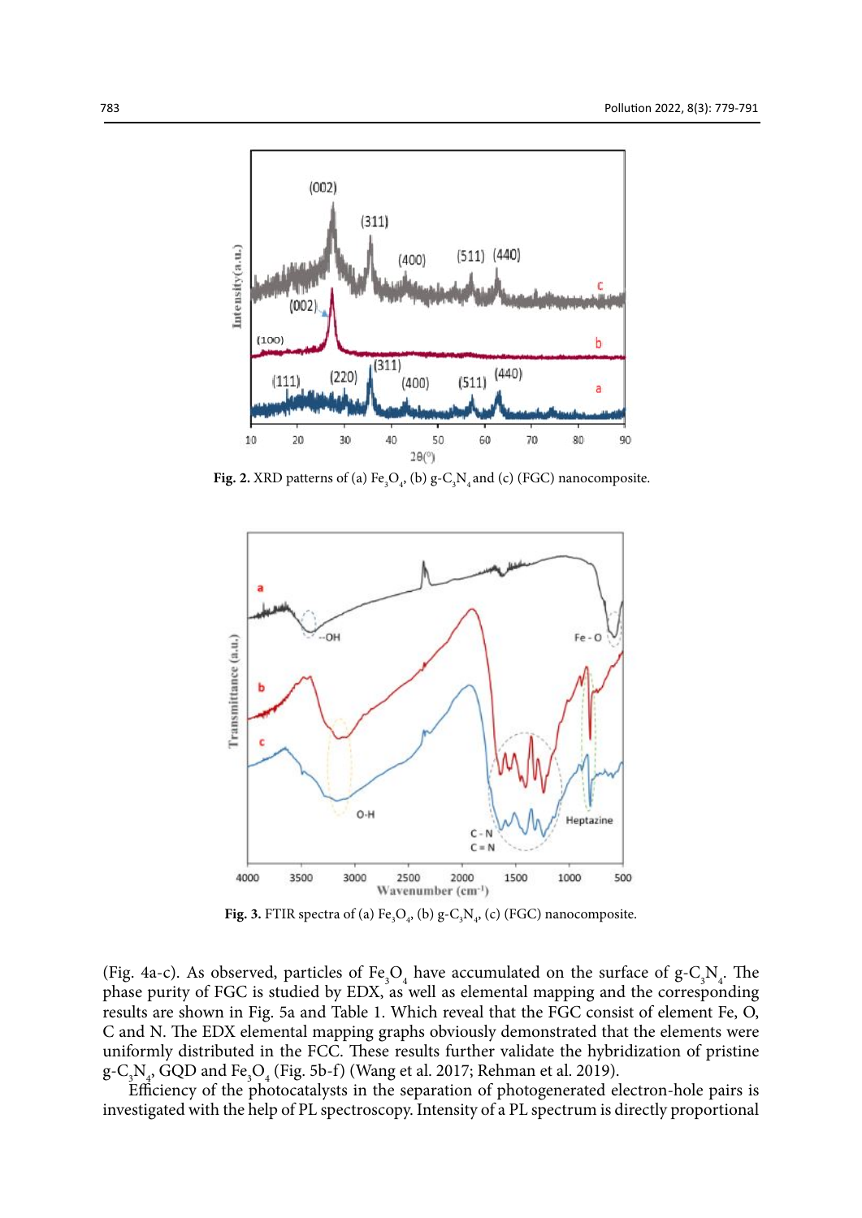**Fig. 2.** XRD patterns of (a) $Fe_3O_4$, (b) $g\text{-}C_3N_4$ and (c) (FGC) nanocomposite.

**Fig. 3.** FTIR spectra of (a) $Fe_3O_4$, (b) $g\text{-}C_3N_4$, (c) (FGC) nanocomposite.

(Fig. 4a-c). As observed, particles of $Fe_3O_4$ have accumulated on the surface of $g\text{-}C_3N_4$. The phase purity of FGC is studied by EDX, as well as elemental mapping and the corresponding results are shown in Fig. 5a and Table 1. Which reveal that the FGC consist of element Fe, O, C and N. The EDX elemental mapping graphs obviously demonstrated that the elements were uniformly distributed in the FCC. These results further validate the hybridization of pristine $g\text{-}C_3N_4$, GQD and $Fe_3O_4$ (Fig. 5b-f) (Wang et al. 2017; Rehman et al. 2019).

Efficiency of the photocatalysts in the separation of photogenerated electron-hole pairs is investigated with the help of PL spectroscopy. Intensity of a PL spectrum is directly proportional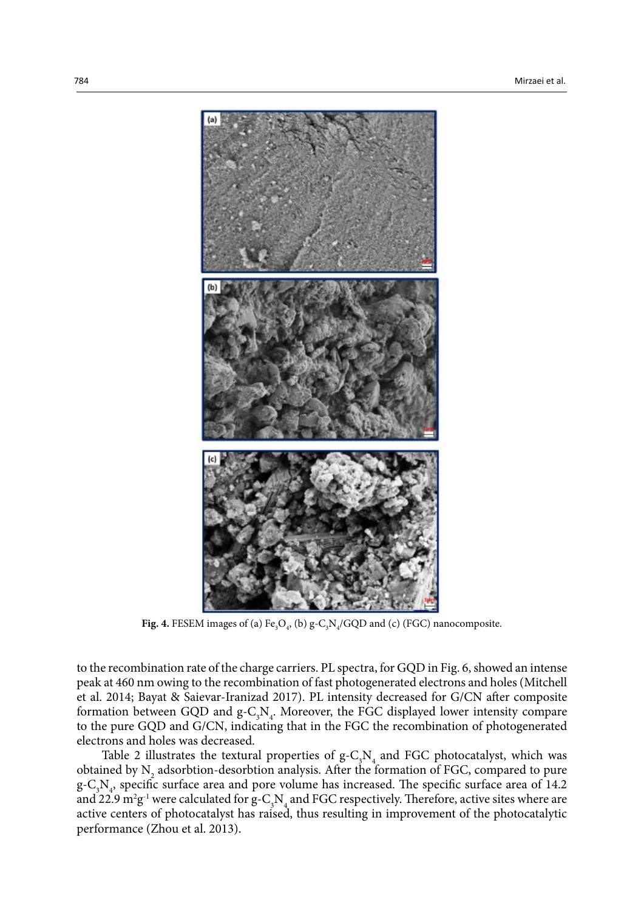**Fig. 4.** FESEM images of (a) $Fe_3O_4$, (b) $g\text{-}C_3N_4$/GQD and (c) (FGC) nanocomposite.

to the recombination rate of the charge carriers. PL spectra, for GQD in Fig. 6, showed an intense peak at 460 nm owing to the recombination of fast photogenerated electrons and holes (Mitchell et al. 2014; Bayat & Saievar-Iranizad 2017). PL intensity decreased for G/CN after composite formation between GQD and $g\text{-}C_3N_4$. Moreover, the FGC displayed lower intensity compare to the pure GQD and G/CN, indicating that in the FGC the recombination of photogenerated electrons and holes was decreased.

Table 2 illustrates the textural properties of $g\text{-}C_3N_4$ and FGC photocatalyst, which was obtained by $N_2$ adsorbtion-desorbtion analysis. After the formation of FGC, compared to pure $g\text{-}C_3N_4$, specific surface area and pore volume has increased. The specific surface area of 14.2 and 22.9 $m^2g^{-1}$ were calculated for $g\text{-}C_3N_4$ and FGC respectively. Therefore, active sites where are active centers of photocatalyst has raised, thus resulting in improvement of the photocatalytic performance (Zhou et al. 2013).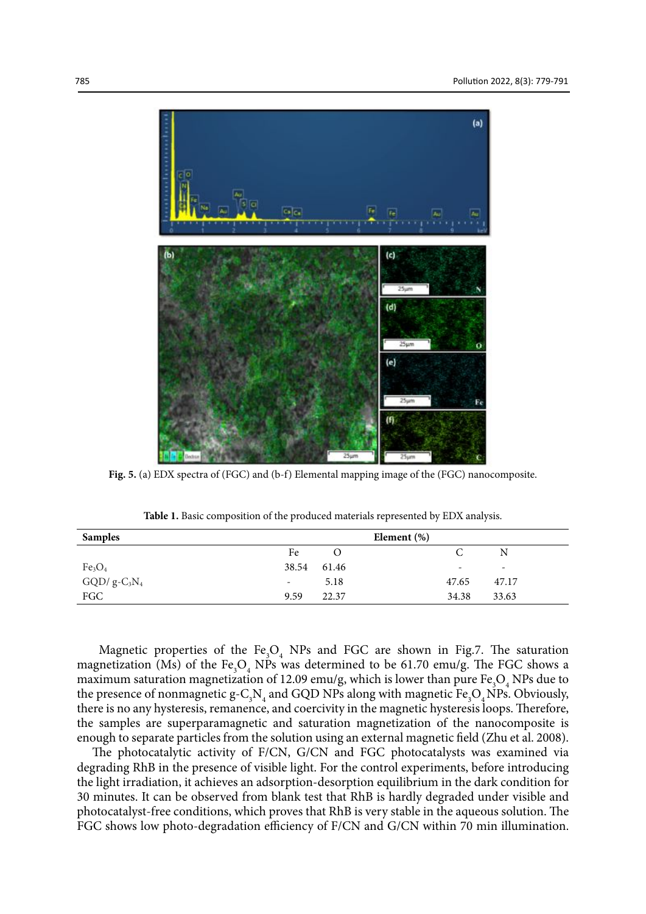**Fig. 5.** (a) EDX spectra of (FGC) and (b-f) Elemental mapping image of the (FGC) nanocomposite.

**Table 1.** Basic composition of the produced materials represented by EDX analysis.

| Samples | Element (%) | | | |
|---|---|---|---|---|
| | Fe | O | C | N |
| $Fe_3O_4$ | 38.54 | 61.46 | - | - |
| GQD/ g-$C_3N_4$ | - | 5.18 | 47.65 | 47.17 |
| FGC | 9.59 | 22.37 | 34.38 | 33.63 |

Magnetic properties of the $Fe_3O_4$ NPs and FGC are shown in Fig.7. The saturation magnetization (Ms) of the $Fe_3O_4$ NPs was determined to be 61.70 emu/g. The FGC shows a maximum saturation magnetization of 12.09 emu/g, which is lower than pure $Fe_3O_4$ NPs due to the presence of nonmagnetic g-$C_3N_4$ and GQD NPs along with magnetic $Fe_3O_4$ NPs. Obviously, there is no any hysteresis, remanence, and coercivity in the magnetic hysteresis loops. Therefore, the samples are superparamagnetic and saturation magnetization of the nanocomposite is enough to separate particles from the solution using an external magnetic field (Zhu et al. 2008).

The photocatalytic activity of F/CN, G/CN and FGC photocatalysts was examined via degrading RhB in the presence of visible light. For the control experiments, before introducing the light irradiation, it achieves an adsorption-desorption equilibrium in the dark condition for 30 minutes. It can be observed from blank test that RhB is hardly degraded under visible and photocatalyst-free conditions, which proves that RhB is very stable in the aqueous solution. The FGC shows low photo-degradation efficiency of F/CN and G/CN within 70 min illumination.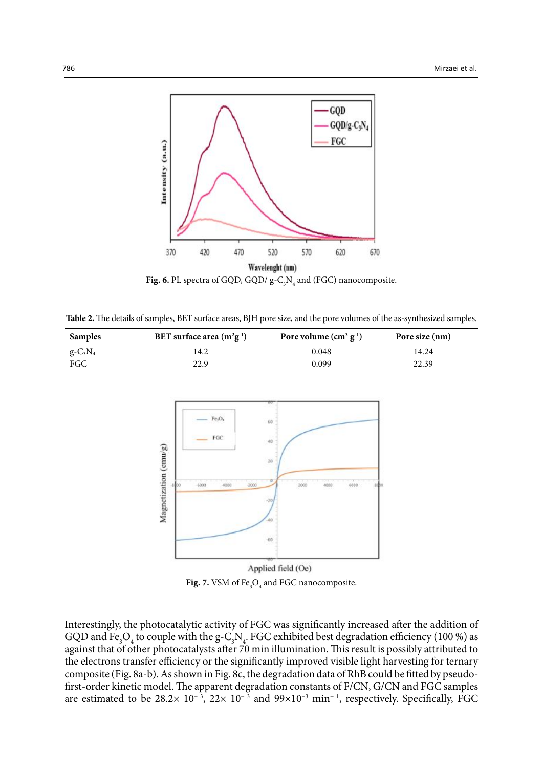Fig. 6. PL spectra of GQD, GQD/ $g\text{-}C_3N_4$ and (FGC) nanocomposite.

Table 2. The details of samples, BET surface areas, BJH pore size, and the pore volumes of the as-synthesized samples.

| Samples | BET surface area ($m^2g^{-1}$) | Pore volume ($cm^3\ g^{-1}$) | Pore size (nm) |
|---|---|---|---|
| $g\text{-}C_3N_4$ | 14.2 | 0.048 | 14.24 |
| FGC | 22.9 | 0.099 | 22.39 |

Fig. 7. VSM of $Fe_3O_4$ and FGC nanocomposite.

Interestingly, the photocatalytic activity of FGC was significantly increased after the addition of GQD and $Fe_3O_4$ to couple with the $g\text{-}C_3N_4$. FGC exhibited best degradation efficiency (100 %) as against that of other photocatalysts after 70 min illumination. This result is possibly attributed to the electrons transfer efficiency or the significantly improved visible light harvesting for ternary composite (Fig. 8a-b). As shown in Fig. 8c, the degradation data of RhB could be fitted by pseudo-first-order kinetic model. The apparent degradation constants of F/CN, G/CN and FGC samples are estimated to be $28.2\times 10^{-3}$, $22\times 10^{-3}$ and $99\times10^{-3}$ $min^{-1}$, respectively. Specifically, FGC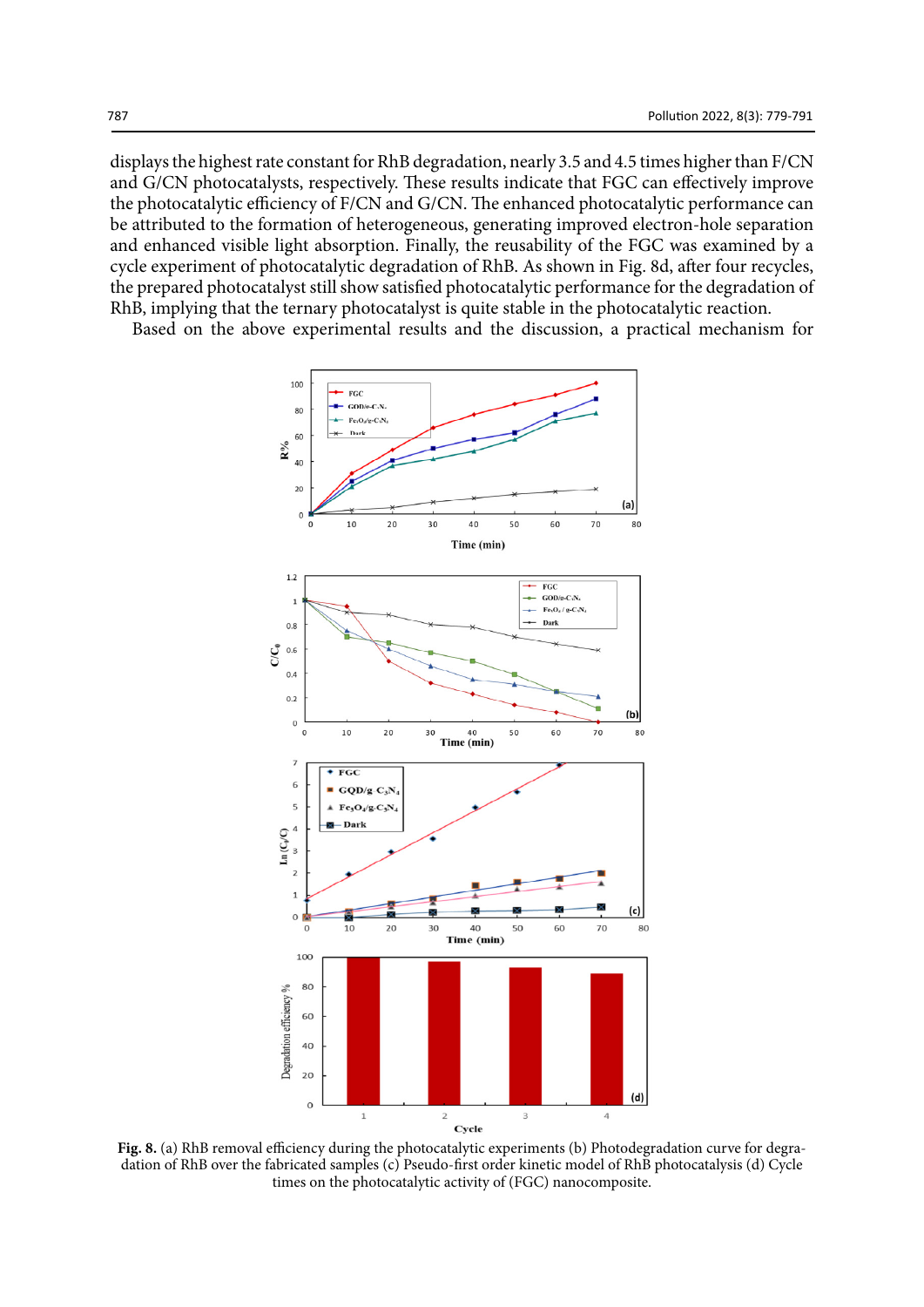displays the highest rate constant for RhB degradation, nearly 3.5 and 4.5 times higher than F/CN and G/CN photocatalysts, respectively. These results indicate that FGC can effectively improve the photocatalytic efficiency of F/CN and G/CN. The enhanced photocatalytic performance can be attributed to the formation of heterogeneous, generating improved electron-hole separation and enhanced visible light absorption. Finally, the reusability of the FGC was examined by a cycle experiment of photocatalytic degradation of RhB. As shown in Fig. 8d, after four recycles, the prepared photocatalyst still show satisfied photocatalytic performance for the degradation of RhB, implying that the ternary photocatalyst is quite stable in the photocatalytic reaction.

Based on the above experimental results and the discussion, a practical mechanism for

**Fig. 8.** (a) RhB removal efficiency during the photocatalytic experiments (b) Photodegradation curve for degradation of RhB over the fabricated samples (c) Pseudo-first order kinetic model of RhB photocatalysis (d) Cycle times on the photocatalytic activity of (FGC) nanocomposite.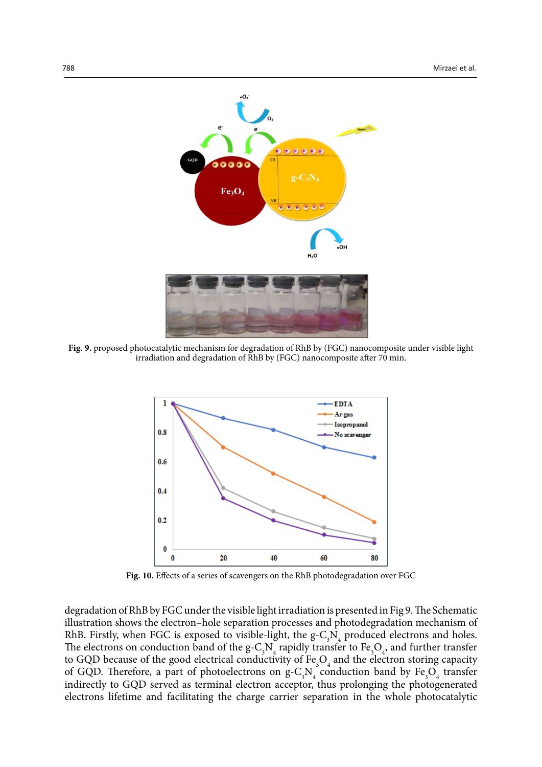**Fig. 9.** proposed photocatalytic mechanism for degradation of RhB by (FGC) nanocomposite under visible light irradiation and degradation of RhB by (FGC) nanocomposite after 70 min.

**Fig. 10.** Effects of a series of scavengers on the RhB photodegradation over FGC

degradation of RhB by FGC under the visible light irradiation is presented in Fig 9. The Schematic illustration shows the electron–hole separation processes and photodegradation mechanism of RhB. Firstly, when FGC is exposed to visible-light, the g-$C_3N_4$ produced electrons and holes. The electrons on conduction band of the g-$C_3N_4$ rapidly transfer to $Fe_3O_4$, and further transfer to GQD because of the good electrical conductivity of $Fe_3O_4$ and the electron storing capacity of GQD. Therefore, a part of photoelectrons on g-$C_3N_4$ conduction band by $Fe_3O_4$ transfer indirectly to GQD served as terminal electron acceptor, thus prolonging the photogenerated electrons lifetime and facilitating the charge carrier separation in the whole photocatalytic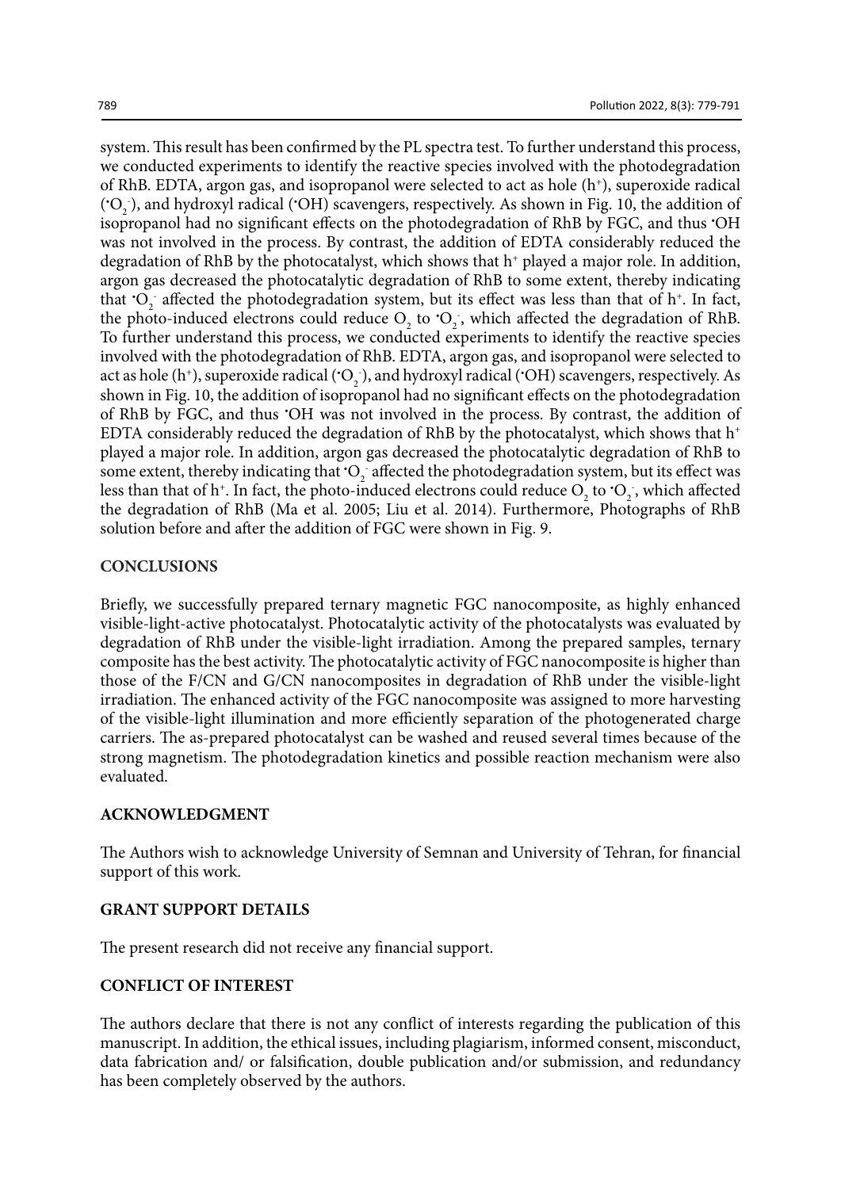system. This result has been confirmed by the PL spectra test. To further understand this process, we conducted experiments to identify the reactive species involved with the photodegradation of RhB. EDTA, argon gas, and isopropanol were selected to act as hole ($h^+$), superoxide radical ($^{\bullet}O_2^-$), and hydroxyl radical ($^{\bullet}OH$) scavengers, respectively. As shown in Fig. 10, the addition of isopropanol had no significant effects on the photodegradation of RhB by FGC, and thus $^{\bullet}OH$ was not involved in the process. By contrast, the addition of EDTA considerably reduced the degradation of RhB by the photocatalyst, which shows that $h^+$ played a major role. In addition, argon gas decreased the photocatalytic degradation of RhB to some extent, thereby indicating that $^{\bullet}O_2^-$ affected the photodegradation system, but its effect was less than that of $h^+$. In fact, the photo-induced electrons could reduce $O_2$ to $^{\bullet}O_2^-$, which affected the degradation of RhB. To further understand this process, we conducted experiments to identify the reactive species involved with the photodegradation of RhB. EDTA, argon gas, and isopropanol were selected to act as hole ($h^+$), superoxide radical ($^{\bullet}O_2^-$), and hydroxyl radical ($^{\bullet}OH$) scavengers, respectively. As shown in Fig. 10, the addition of isopropanol had no significant effects on the photodegradation of RhB by FGC, and thus $^{\bullet}OH$ was not involved in the process. By contrast, the addition of EDTA considerably reduced the degradation of RhB by the photocatalyst, which shows that $h^+$ played a major role. In addition, argon gas decreased the photocatalytic degradation of RhB to some extent, thereby indicating that $^{\bullet}O_2^-$ affected the photodegradation system, but its effect was less than that of $h^+$. In fact, the photo-induced electrons could reduce $O_2$ to $^{\bullet}O_2^-$, which affected the degradation of RhB (Ma et al. 2005; Liu et al. 2014). Furthermore, Photographs of RhB solution before and after the addition of FGC were shown in Fig. 9.

## CONCLUSIONS

Briefly, we successfully prepared ternary magnetic FGC nanocomposite, as highly enhanced visible-light-active photocatalyst. Photocatalytic activity of the photocatalysts was evaluated by degradation of RhB under the visible-light irradiation. Among the prepared samples, ternary composite has the best activity. The photocatalytic activity of FGC nanocomposite is higher than those of the F/CN and G/CN nanocomposites in degradation of RhB under the visible-light irradiation. The enhanced activity of the FGC nanocomposite was assigned to more harvesting of the visible-light illumination and more efficiently separation of the photogenerated charge carriers. The as-prepared photocatalyst can be washed and reused several times because of the strong magnetism. The photodegradation kinetics and possible reaction mechanism were also evaluated.

## ACKNOWLEDGMENT

The Authors wish to acknowledge University of Semnan and University of Tehran, for financial support of this work.

## GRANT SUPPORT DETAILS

The present research did not receive any financial support.

## CONFLICT OF INTEREST

The authors declare that there is not any conflict of interests regarding the publication of this manuscript. In addition, the ethical issues, including plagiarism, informed consent, misconduct, data fabrication and/ or falsification, double publication and/or submission, and redundancy has been completely observed by the authors.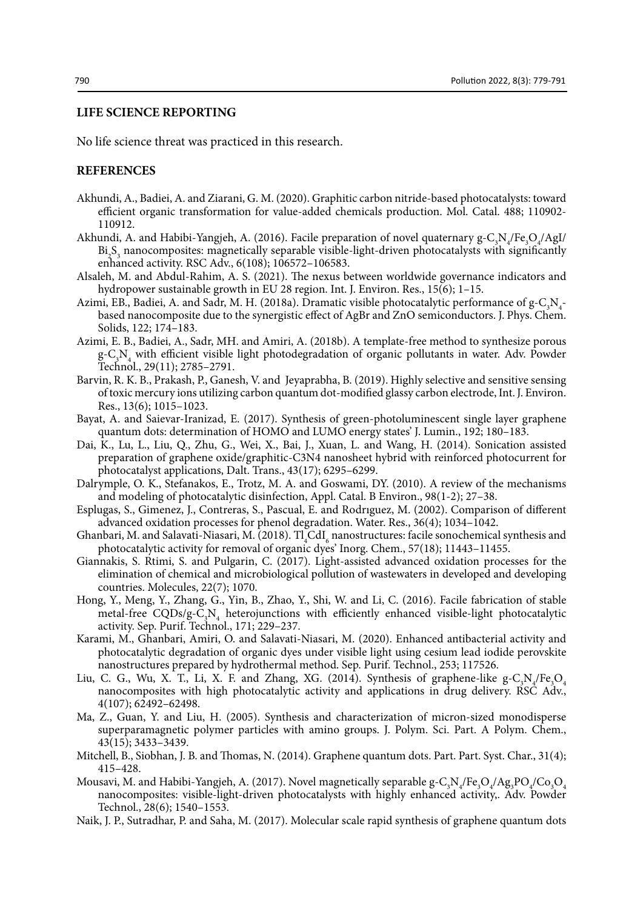## LIFE SCIENCE REPORTING

No life science threat was practiced in this research.

## REFERENCES

Akhundi, A., Badiei, A. and Ziarani, G. M. (2020). Graphitic carbon nitride-based photocatalysts: toward efficient organic transformation for value-added chemicals production. Mol. Catal. 488; 110902-110912.

Akhundi, A. and Habibi-Yangjeh, A. (2016). Facile preparation of novel quaternary g-$C_3N_4$/$Fe_3O_4$/AgI/$Bi_2S_3$ nanocomposites: magnetically separable visible-light-driven photocatalysts with significantly enhanced activity. RSC Adv., 6(108); 106572–106583.

Alsaleh, M. and Abdul-Rahim, A. S. (2021). The nexus between worldwide governance indicators and hydropower sustainable growth in EU 28 region. Int. J. Environ. Res., 15(6); 1–15.

Azimi, EB., Badiei, A. and Sadr, M. H. (2018a). Dramatic visible photocatalytic performance of g-$C_3N_4$-based nanocomposite due to the synergistic effect of AgBr and ZnO semiconductors. J. Phys. Chem. Solids, 122; 174–183.

Azimi, E. B., Badiei, A., Sadr, MH. and Amiri, A. (2018b). A template-free method to synthesize porous g-$C_3N_4$ with efficient visible light photodegradation of organic pollutants in water. Adv. Powder Technol., 29(11); 2785–2791.

Barvin, R. K. B., Prakash, P., Ganesh, V. and Jeyaprabha, B. (2019). Highly selective and sensitive sensing of toxic mercury ions utilizing carbon quantum dot-modified glassy carbon electrode, Int. J. Environ. Res., 13(6); 1015–1023.

Bayat, A. and Saievar-Iranizad, E. (2017). Synthesis of green-photoluminescent single layer graphene quantum dots: determination of HOMO and LUMO energy states' J. Lumin., 192; 180–183.

Dai, K., Lu, L., Liu, Q., Zhu, G., Wei, X., Bai, J., Xuan, L. and Wang, H. (2014). Sonication assisted preparation of graphene oxide/graphitic-C3N4 nanosheet hybrid with reinforced photocurrent for photocatalyst applications, Dalt. Trans., 43(17); 6295–6299.

Dalrymple, O. K., Stefanakos, E., Trotz, M. A. and Goswami, DY. (2010). A review of the mechanisms and modeling of photocatalytic disinfection, Appl. Catal. B Environ., 98(1-2); 27–38.

Esplugas, S., Gimenez, J., Contreras, S., Pascual, E. and Rodrıguez, M. (2002). Comparison of different advanced oxidation processes for phenol degradation. Water. Res., 36(4); 1034–1042.

Ghanbari, M. and Salavati-Niasari, M. (2018). $Tl_4CdI_6$ nanostructures: facile sonochemical synthesis and photocatalytic activity for removal of organic dyes' Inorg. Chem., 57(18); 11443–11455.

Giannakis, S. Rtimi, S. and Pulgarin, C. (2017). Light-assisted advanced oxidation processes for the elimination of chemical and microbiological pollution of wastewaters in developed and developing countries. Molecules, 22(7); 1070.

Hong, Y., Meng, Y., Zhang, G., Yin, B., Zhao, Y., Shi, W. and Li, C. (2016). Facile fabrication of stable metal-free CQDs/g-$C_3N_4$ heterojunctions with efficiently enhanced visible-light photocatalytic activity. Sep. Purif. Technol., 171; 229–237.

Karami, M., Ghanbari, Amiri, O. and Salavati-Niasari, M. (2020). Enhanced antibacterial activity and photocatalytic degradation of organic dyes under visible light using cesium lead iodide perovskite nanostructures prepared by hydrothermal method. Sep. Purif. Technol., 253; 117526.

Liu, C. G., Wu, X. T., Li, X. F. and Zhang, XG. (2014). Synthesis of graphene-like g-$C_3N_4$/$Fe_3O_4$ nanocomposites with high photocatalytic activity and applications in drug delivery. RSC Adv., 4(107); 62492–62498.

Ma, Z., Guan, Y. and Liu, H. (2005). Synthesis and characterization of micron-sized monodisperse superparamagnetic polymer particles with amino groups. J. Polym. Sci. Part. A Polym. Chem., 43(15); 3433–3439.

Mitchell, B., Siobhan, J. B. and Thomas, N. (2014). Graphene quantum dots. Part. Part. Syst. Char., 31(4); 415–428.

Mousavi, M. and Habibi-Yangjeh, A. (2017). Novel magnetically separable g-$C_3N_4$/$Fe_3O_4$/$Ag_3PO_4$/$Co_3O_4$ nanocomposites: visible-light-driven photocatalysts with highly enhanced activity,. Adv. Powder Technol., 28(6); 1540–1553.

Naik, J. P., Sutradhar, P. and Saha, M. (2017). Molecular scale rapid synthesis of graphene quantum dots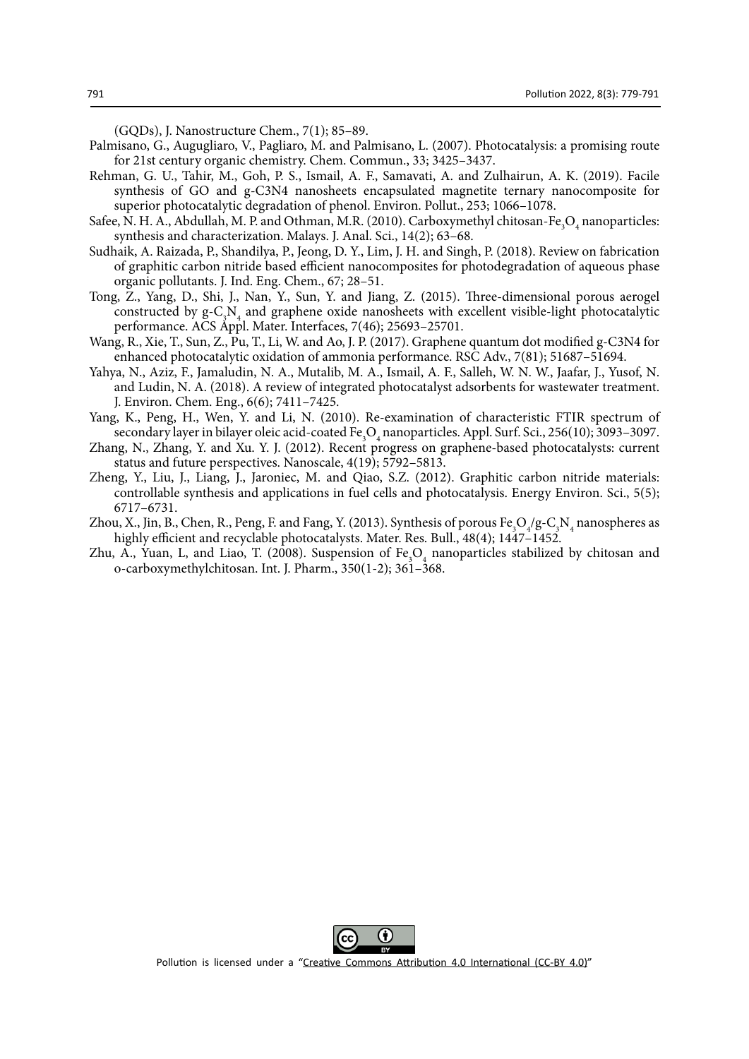(GQDs), J. Nanostructure Chem., 7(1); 85–89.

Palmisano, G., Augugliaro, V., Pagliaro, M. and Palmisano, L. (2007). Photocatalysis: a promising route for 21st century organic chemistry. Chem. Commun., 33; 3425–3437.

Rehman, G. U., Tahir, M., Goh, P. S., Ismail, A. F., Samavati, A. and Zulhairun, A. K. (2019). Facile synthesis of GO and g-C3N4 nanosheets encapsulated magnetite ternary nanocomposite for superior photocatalytic degradation of phenol. Environ. Pollut., 253; 1066–1078.

Safee, N. H. A., Abdullah, M. P. and Othman, M.R. (2010). Carboxymethyl chitosan-$Fe_3O_4$ nanoparticles: synthesis and characterization. Malays. J. Anal. Sci., 14(2); 63–68.

Sudhaik, A. Raizada, P., Shandilya, P., Jeong, D. Y., Lim, J. H. and Singh, P. (2018). Review on fabrication of graphitic carbon nitride based efficient nanocomposites for photodegradation of aqueous phase organic pollutants. J. Ind. Eng. Chem., 67; 28–51.

Tong, Z., Yang, D., Shi, J., Nan, Y., Sun, Y. and Jiang, Z. (2015). Three-dimensional porous aerogel constructed by g-$C_3N_4$ and graphene oxide nanosheets with excellent visible-light photocatalytic performance. ACS Appl. Mater. Interfaces, 7(46); 25693–25701.

Wang, R., Xie, T., Sun, Z., Pu, T., Li, W. and Ao, J. P. (2017). Graphene quantum dot modified g-C3N4 for enhanced photocatalytic oxidation of ammonia performance. RSC Adv., 7(81); 51687–51694.

Yahya, N., Aziz, F., Jamaludin, N. A., Mutalib, M. A., Ismail, A. F., Salleh, W. N. W., Jaafar, J., Yusof, N. and Ludin, N. A. (2018). A review of integrated photocatalyst adsorbents for wastewater treatment. J. Environ. Chem. Eng., 6(6); 7411–7425.

Yang, K., Peng, H., Wen, Y. and Li, N. (2010). Re-examination of characteristic FTIR spectrum of secondary layer in bilayer oleic acid-coated $Fe_3O_4$ nanoparticles. Appl. Surf. Sci., 256(10); 3093–3097.

Zhang, N., Zhang, Y. and Xu. Y. J. (2012). Recent progress on graphene-based photocatalysts: current status and future perspectives. Nanoscale, 4(19); 5792–5813.

Zheng, Y., Liu, J., Liang, J., Jaroniec, M. and Qiao, S.Z. (2012). Graphitic carbon nitride materials: controllable synthesis and applications in fuel cells and photocatalysis. Energy Environ. Sci., 5(5); 6717–6731.

Zhou, X., Jin, B., Chen, R., Peng, F. and Fang, Y. (2013). Synthesis of porous $Fe_3O_4$/g-$C_3N_4$ nanospheres as highly efficient and recyclable photocatalysts. Mater. Res. Bull., 48(4); 1447–1452.

Zhu, A., Yuan, L, and Liao, T. (2008). Suspension of $Fe_3O_4$ nanoparticles stabilized by chitosan and o-carboxymethylchitosan. Int. J. Pharm., 350(1-2); 361–368.

Pollution is licensed under a "Creative Commons Attribution 4.0 International (CC-BY 4.0)"